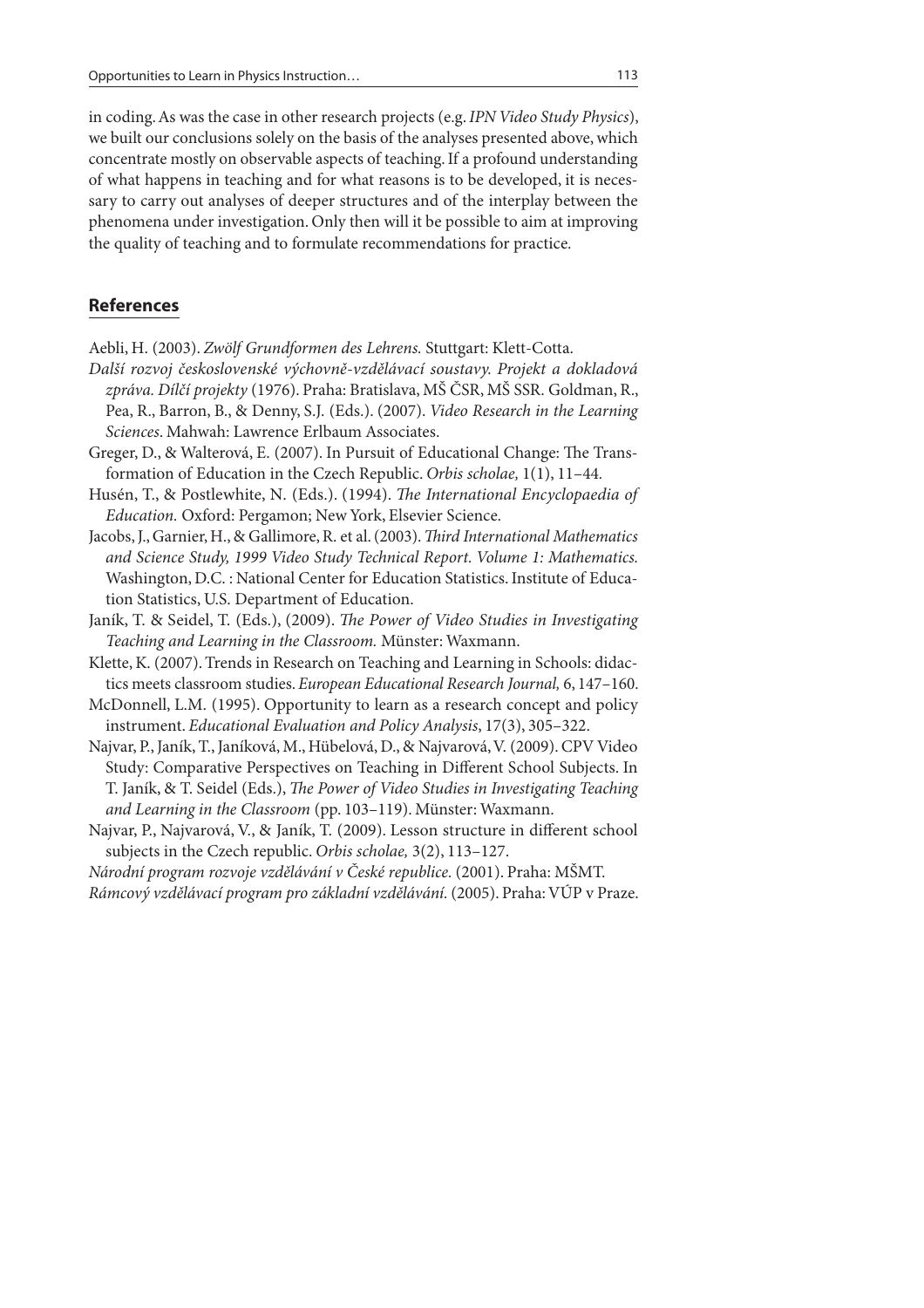in coding. As was the case in other research projects (e.g. *IPN Video Study Physics*), we built our conclusions solely on the basis of the analyses presented above, which concentrate mostly on observable aspects of teaching. If a profound understanding of what happens in teaching and for what reasons is to be developed, it is necessary to carry out analyses of deeper structures and of the interplay between the phenomena under investigation. Only then will it be possible to aim at improving the quality of teaching and to formulate recommendations for practice.

## References

Aebli, H. (2003). *Zwölf Grundformen des Lehrens.* Stuttgart: Klett-Cotta.

*Další rozvoj československé výchovně-vzdělávací soustavy. Projekt a dokladová zpráva. Dílčí projekty* (1976). Praha: Bratislava, MŠ ČSR, MŠ SSR. Goldman, R., Pea, R., Barron, B., & Denny, S.J. (Eds.). (2007). *Video Research in the Learning Sciences*. Mahwah: Lawrence Erlbaum Associates.

Greger, D., & Walterová, E. (2007). In Pursuit of Educational Change: The Transformation of Education in the Czech Republic. *Orbis scholae,* 1(1), 11–44.

Husén, T., & Postlewhite, N. (Eds.). (1994). *The International Encyclopaedia of Education.* Oxford: Pergamon; New York, Elsevier Science.

Jacobs, J., Garnier, H., & Gallimore, R. et al. (2003). *Third International Mathematics and Science Study, 1999 Video Study Technical Report. Volume 1: Mathematics.* Washington, D.C. : National Center for Education Statistics. Institute of Education Statistics, U.S. Department of Education.

Janík, T. & Seidel, T. (Eds.), (2009). *The Power of Video Studies in Investigating Teaching and Learning in the Classroom.* Münster: Waxmann.

Klette, K. (2007). Trends in Research on Teaching and Learning in Schools: didactics meets classroom studies. *European Educational Research Journal,* 6, 147–160.

McDonnell, L.M. (1995). Opportunity to learn as a research concept and policy instrument. *Educational Evaluation and Policy Analysis*, 17(3), 305–322.

Najvar, P., Janík, T., Janíková, M., Hübelová, D., & Najvarová, V. (2009). CPV Video Study: Comparative Perspectives on Teaching in Different School Subjects. In T. Janík, & T. Seidel (Eds.), *The Power of Video Studies in Investigating Teaching and Learning in the Classroom* (pp. 103–119). Münster: Waxmann.

Najvar, P., Najvarová, V., & Janík, T. (2009). Lesson structure in different school subjects in the Czech republic. *Orbis scholae,* 3(2), 113–127.

*Národní program rozvoje vzdělávání v České republice.* (2001). Praha: MŠMT.

*Rámcový vzdělávací program pro základní vzdělávání.* (2005). Praha: VÚP v Praze.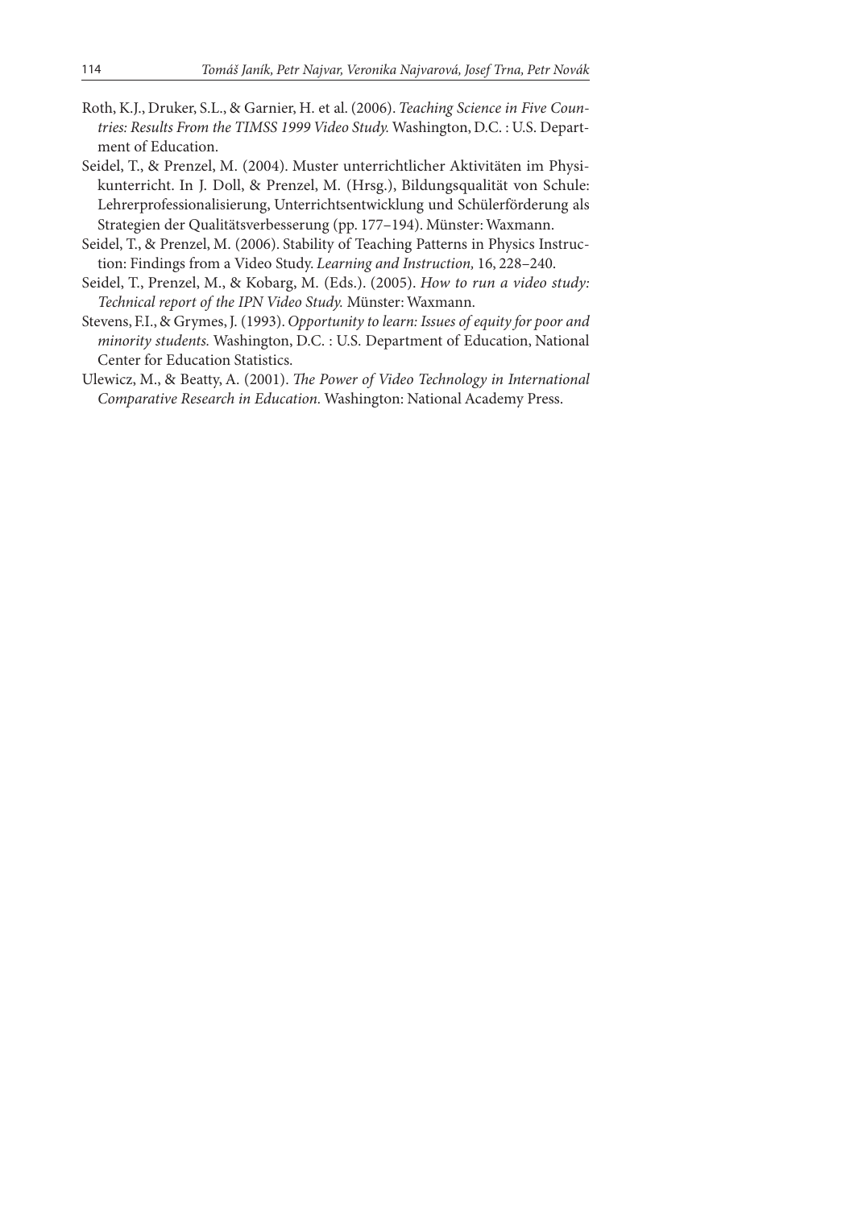Roth, K.J., Druker, S.L., & Garnier, H. et al. (2006). *Teaching Science in Five Countries: Results From the TIMSS 1999 Video Study.* Washington, D.C. : U.S. Department of Education.

Seidel, T., & Prenzel, M. (2004). Muster unterrichtlicher Aktivitäten im Physikunterricht. In J. Doll, & Prenzel, M. (Hrsg.), Bildungsqualität von Schule: Lehrerprofessionalisierung, Unterrichtsentwicklung und Schülerförderung als Strategien der Qualitätsverbesserung (pp. 177–194). Münster: Waxmann.

Seidel, T., & Prenzel, M. (2006). Stability of Teaching Patterns in Physics Instruction: Findings from a Video Study. *Learning and Instruction,* 16, 228–240.

Seidel, T., Prenzel, M., & Kobarg, M. (Eds.). (2005). *How to run a video study: Technical report of the IPN Video Study.* Münster: Waxmann.

Stevens, F.I., & Grymes, J. (1993). *Opportunity to learn: Issues of equity for poor and minority students.* Washington, D.C. : U.S. Department of Education, National Center for Education Statistics.

Ulewicz, M., & Beatty, A. (2001). *The Power of Video Technology in International Comparative Research in Education.* Washington: National Academy Press.